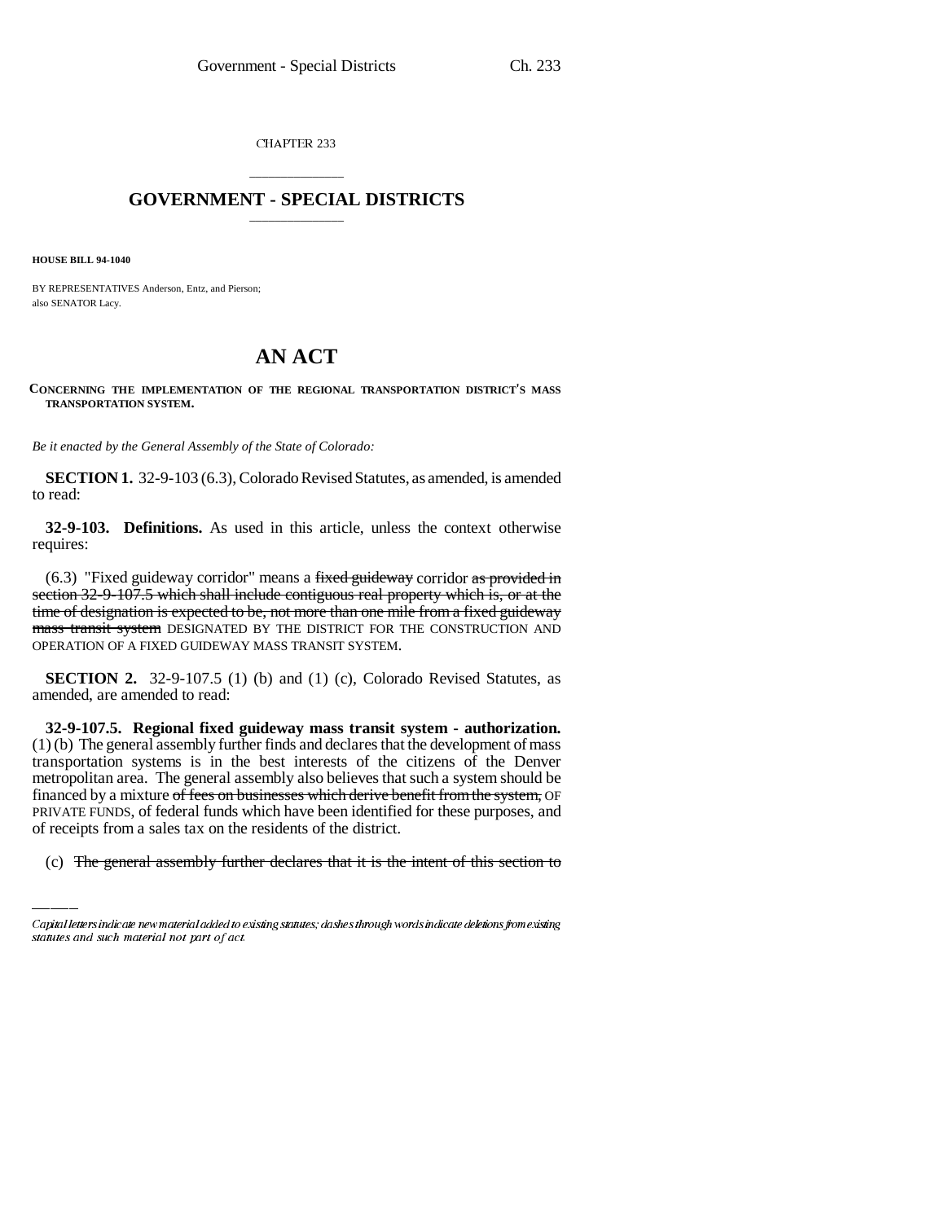CHAPTER 233

# GOVERNMENT - SPECIAL DISTRICTS

**HOUSE BILL 94-1040**

BY REPRESENTATIVES Anderson, Entz, and Pierson;
also SENATOR Lacy.

# AN ACT

**CONCERNING THE IMPLEMENTATION OF THE REGIONAL TRANSPORTATION DISTRICT'S MASS TRANSPORTATION SYSTEM.**

*Be it enacted by the General Assembly of the State of Colorado:*

**SECTION 1.** 32-9-103 (6.3), Colorado Revised Statutes, as amended, is amended to read:

**32-9-103. Definitions.** As used in this article, unless the context otherwise requires:

(6.3) "Fixed guideway corridor" means a ~~fixed guideway~~ corridor ~~as provided in section 32-9-107.5 which shall include contiguous real property which is, or at the time of designation is expected to be, not more than one mile from a fixed guideway mass transit system~~ DESIGNATED BY THE DISTRICT FOR THE CONSTRUCTION AND OPERATION OF A FIXED GUIDEWAY MASS TRANSIT SYSTEM.

**SECTION 2.** 32-9-107.5 (1) (b) and (1) (c), Colorado Revised Statutes, as amended, are amended to read:

**32-9-107.5. Regional fixed guideway mass transit system - authorization.** (1) (b) The general assembly further finds and declares that the development of mass transportation systems is in the best interests of the citizens of the Denver metropolitan area. The general assembly also believes that such a system should be financed by a mixture ~~of fees on businesses which derive benefit from the system,~~ OF PRIVATE FUNDS, of federal funds which have been identified for these purposes, and of receipts from a sales tax on the residents of the district.

(c) ~~The general assembly further declares that it is the intent of this section to~~

Capital letters indicate new material added to existing statutes; dashes through words indicate deletions from existing statutes and such material not part of act.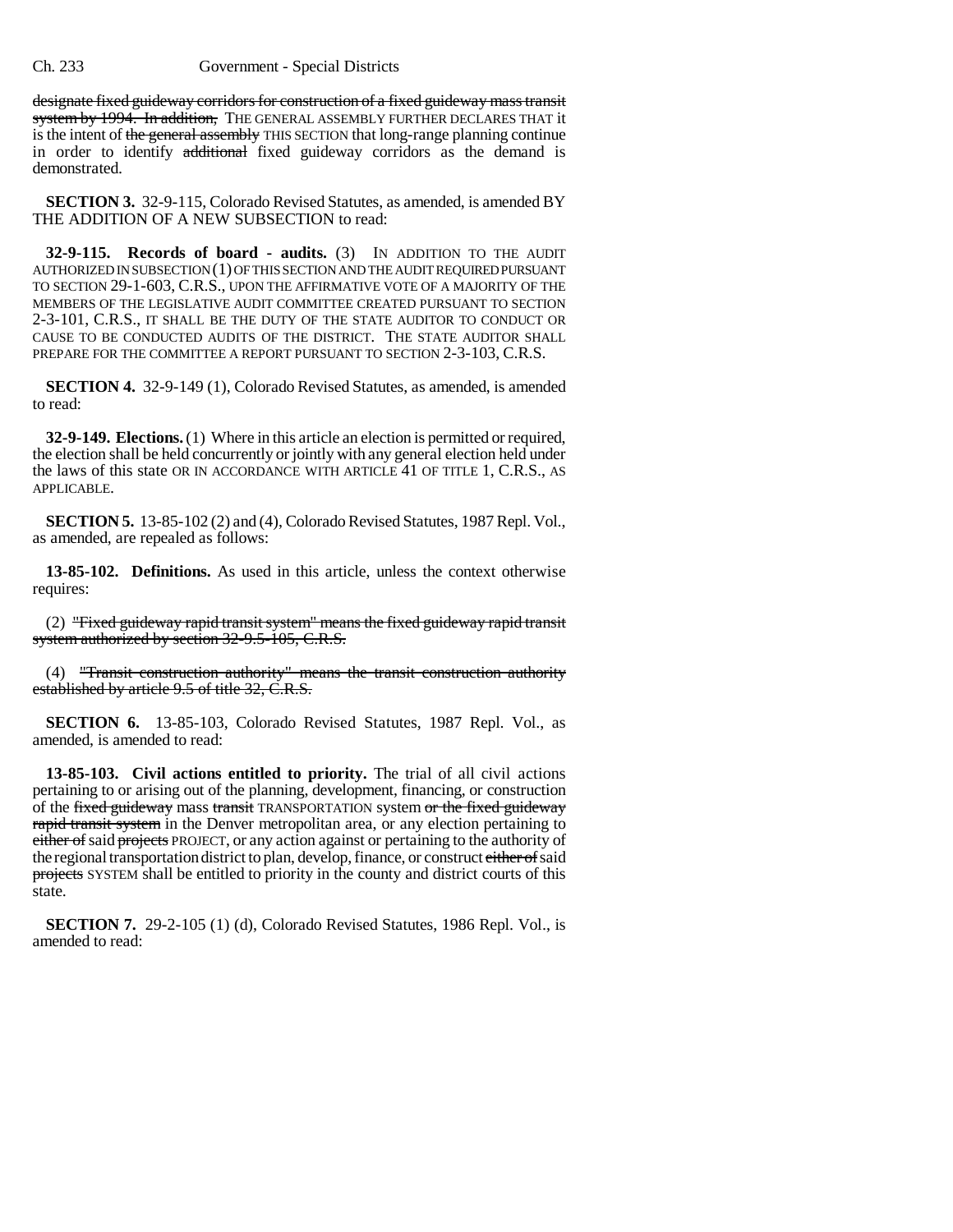designate fixed guideway corridors for construction of a fixed guideway mass transit system by 1994. In addition, THE GENERAL ASSEMBLY FURTHER DECLARES THAT it is the intent of the general assembly THIS SECTION that long-range planning continue in order to identify additional fixed guideway corridors as the demand is demonstrated.

**SECTION 3.** 32-9-115, Colorado Revised Statutes, as amended, is amended BY THE ADDITION OF A NEW SUBSECTION to read:

**32-9-115. Records of board - audits.** (3) IN ADDITION TO THE AUDIT AUTHORIZED IN SUBSECTION (1) OF THIS SECTION AND THE AUDIT REQUIRED PURSUANT TO SECTION 29-1-603, C.R.S., UPON THE AFFIRMATIVE VOTE OF A MAJORITY OF THE MEMBERS OF THE LEGISLATIVE AUDIT COMMITTEE CREATED PURSUANT TO SECTION 2-3-101, C.R.S., IT SHALL BE THE DUTY OF THE STATE AUDITOR TO CONDUCT OR CAUSE TO BE CONDUCTED AUDITS OF THE DISTRICT. THE STATE AUDITOR SHALL PREPARE FOR THE COMMITTEE A REPORT PURSUANT TO SECTION 2-3-103, C.R.S.

**SECTION 4.** 32-9-149 (1), Colorado Revised Statutes, as amended, is amended to read:

**32-9-149. Elections.** (1) Where in this article an election is permitted or required, the election shall be held concurrently or jointly with any general election held under the laws of this state OR IN ACCORDANCE WITH ARTICLE 41 OF TITLE 1, C.R.S., AS APPLICABLE.

**SECTION 5.** 13-85-102 (2) and (4), Colorado Revised Statutes, 1987 Repl. Vol., as amended, are repealed as follows:

**13-85-102. Definitions.** As used in this article, unless the context otherwise requires:

(2) "Fixed guideway rapid transit system" means the fixed guideway rapid transit system authorized by section 32-9.5-105, C.R.S.

(4) "Transit construction authority" means the transit construction authority established by article 9.5 of title 32, C.R.S.

**SECTION 6.** 13-85-103, Colorado Revised Statutes, 1987 Repl. Vol., as amended, is amended to read:

**13-85-103. Civil actions entitled to priority.** The trial of all civil actions pertaining to or arising out of the planning, development, financing, or construction of the fixed guideway mass transit TRANSPORTATION system or the fixed guideway rapid transit system in the Denver metropolitan area, or any election pertaining to either of said projects PROJECT, or any action against or pertaining to the authority of the regional transportation district to plan, develop, finance, or construct either of said projects SYSTEM shall be entitled to priority in the county and district courts of this state.

**SECTION 7.** 29-2-105 (1) (d), Colorado Revised Statutes, 1986 Repl. Vol., is amended to read: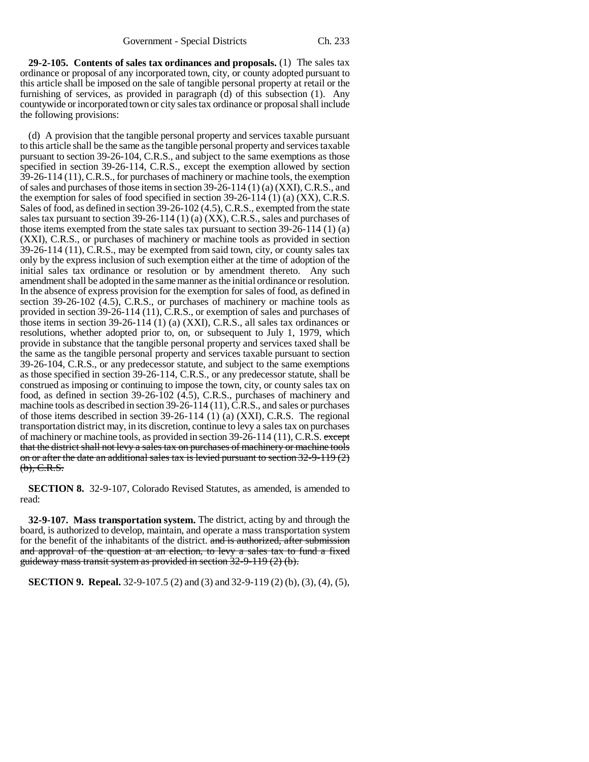**29-2-105. Contents of sales tax ordinances and proposals.** (1) The sales tax ordinance or proposal of any incorporated town, city, or county adopted pursuant to this article shall be imposed on the sale of tangible personal property at retail or the furnishing of services, as provided in paragraph (d) of this subsection (1). Any countywide or incorporated town or city sales tax ordinance or proposal shall include the following provisions:

(d) A provision that the tangible personal property and services taxable pursuant to this article shall be the same as the tangible personal property and services taxable pursuant to section 39-26-104, C.R.S., and subject to the same exemptions as those specified in section 39-26-114, C.R.S., except the exemption allowed by section 39-26-114 (11), C.R.S., for purchases of machinery or machine tools, the exemption of sales and purchases of those items in section 39-26-114 (1) (a) (XXI), C.R.S., and the exemption for sales of food specified in section 39-26-114 (1) (a) (XX), C.R.S. Sales of food, as defined in section 39-26-102 (4.5), C.R.S., exempted from the state sales tax pursuant to section 39-26-114 (1) (a) (XX), C.R.S., sales and purchases of those items exempted from the state sales tax pursuant to section 39-26-114 (1) (a) (XXI), C.R.S., or purchases of machinery or machine tools as provided in section 39-26-114 (11), C.R.S., may be exempted from said town, city, or county sales tax only by the express inclusion of such exemption either at the time of adoption of the initial sales tax ordinance or resolution or by amendment thereto. Any such amendment shall be adopted in the same manner as the initial ordinance or resolution. In the absence of express provision for the exemption for sales of food, as defined in section 39-26-102 (4.5), C.R.S., or purchases of machinery or machine tools as provided in section 39-26-114 (11), C.R.S., or exemption of sales and purchases of those items in section 39-26-114 (1) (a) (XXI), C.R.S., all sales tax ordinances or resolutions, whether adopted prior to, on, or subsequent to July 1, 1979, which provide in substance that the tangible personal property and services taxed shall be the same as the tangible personal property and services taxable pursuant to section 39-26-104, C.R.S., or any predecessor statute, and subject to the same exemptions as those specified in section 39-26-114, C.R.S., or any predecessor statute, shall be construed as imposing or continuing to impose the town, city, or county sales tax on food, as defined in section 39-26-102 (4.5), C.R.S., purchases of machinery and machine tools as described in section 39-26-114 (11), C.R.S., and sales or purchases of those items described in section 39-26-114 (1) (a) (XXI), C.R.S. The regional transportation district may, in its discretion, continue to levy a sales tax on purchases of machinery or machine tools, as provided in section 39-26-114 (11), C.R.S. ~~except that the district shall not levy a sales tax on purchases of machinery or machine tools on or after the date an additional sales tax is levied pursuant to section 32-9-119 (2) (b), C.R.S.~~

**SECTION 8.** 32-9-107, Colorado Revised Statutes, as amended, is amended to read:

**32-9-107. Mass transportation system.** The district, acting by and through the board, is authorized to develop, maintain, and operate a mass transportation system for the benefit of the inhabitants of the district. ~~and is authorized, after submission and approval of the question at an election, to levy a sales tax to fund a fixed guideway mass transit system as provided in section 32-9-119 (2) (b).~~

**SECTION 9. Repeal.** 32-9-107.5 (2) and (3) and 32-9-119 (2) (b), (3), (4), (5),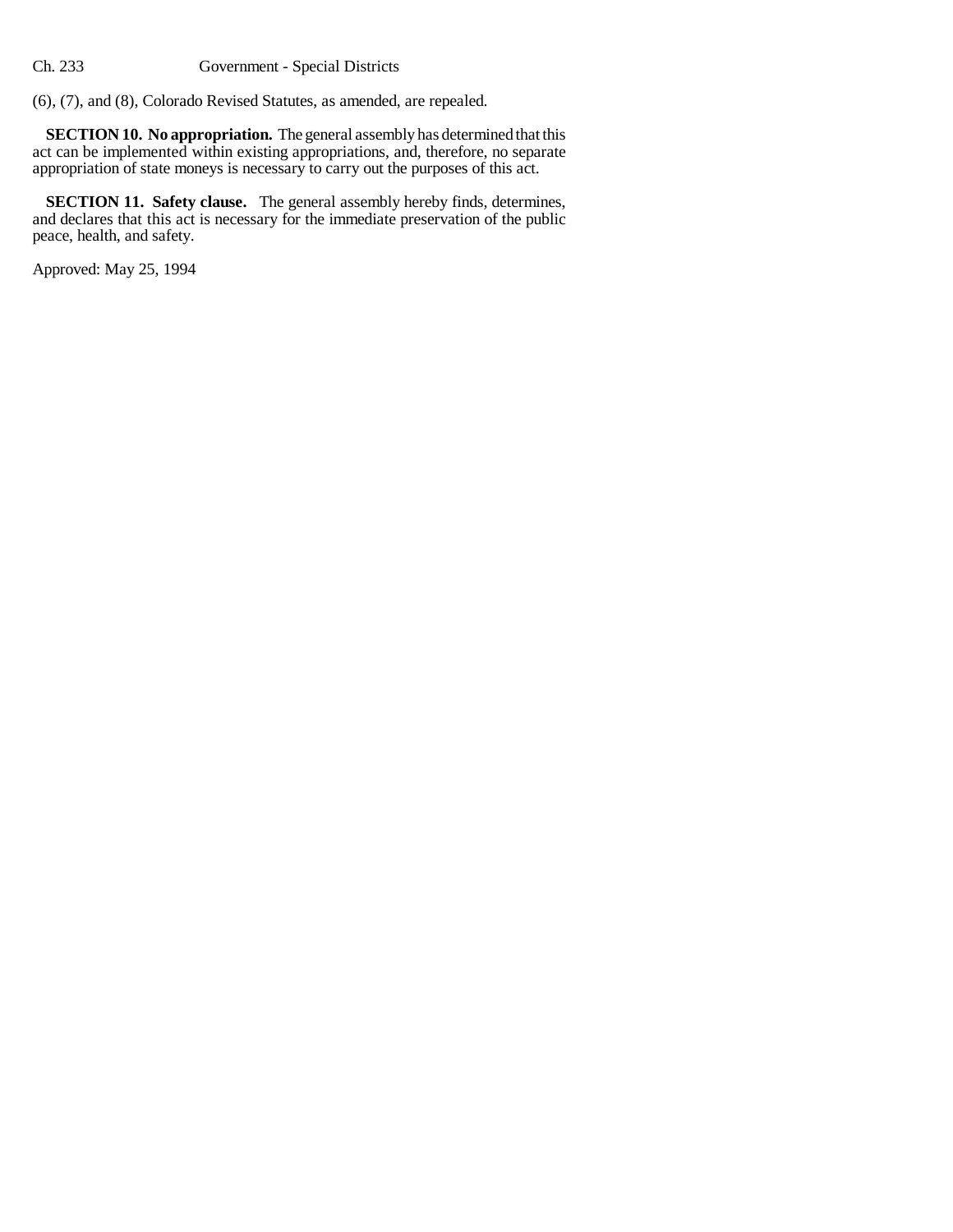(6), (7), and (8), Colorado Revised Statutes, as amended, are repealed.

**SECTION 10. No appropriation.** The general assembly has determined that this act can be implemented within existing appropriations, and, therefore, no separate appropriation of state moneys is necessary to carry out the purposes of this act.

**SECTION 11. Safety clause.** The general assembly hereby finds, determines, and declares that this act is necessary for the immediate preservation of the public peace, health, and safety.

Approved: May 25, 1994